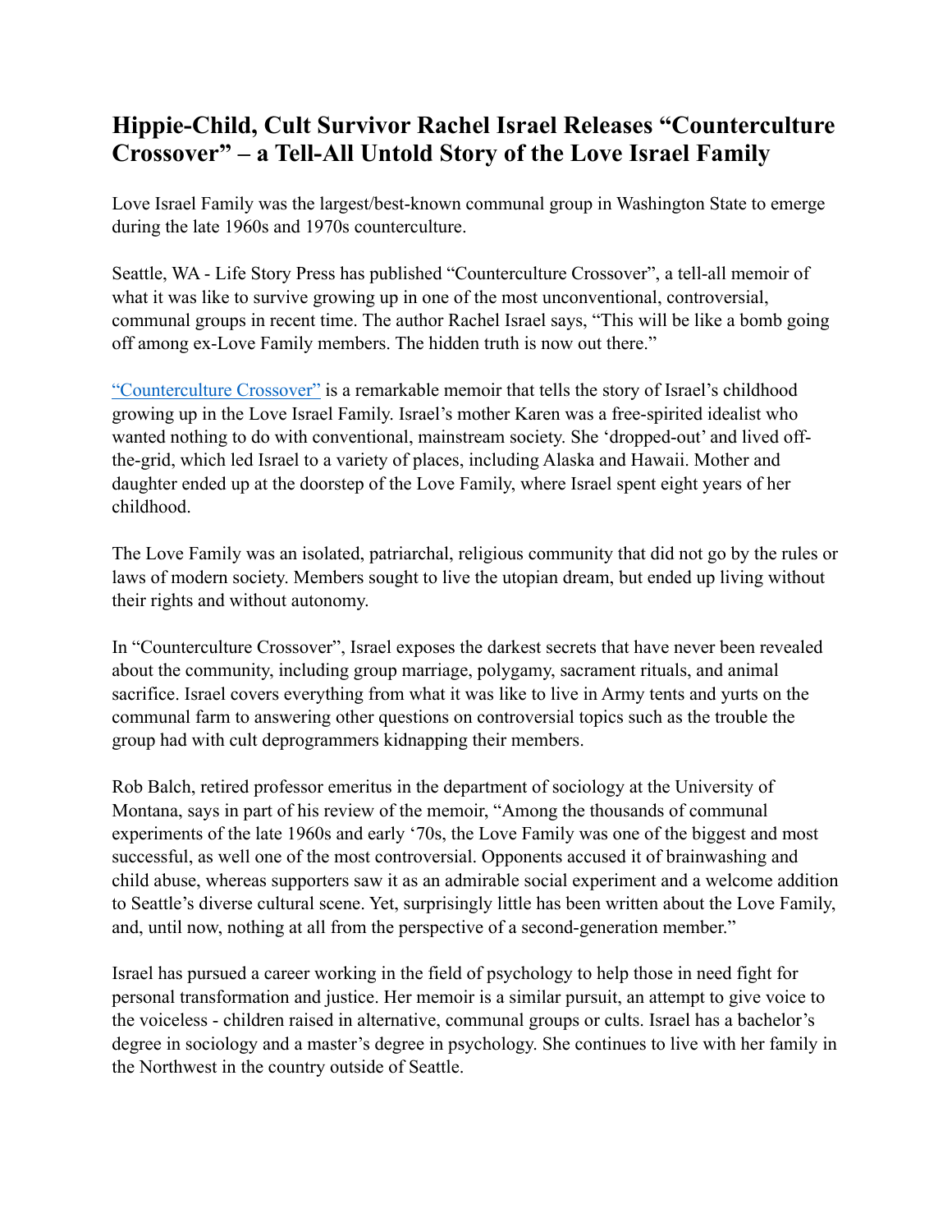# Hippie-Child, Cult Survivor Rachel Israel Releases "Counterculture Crossover" – a Tell-All Untold Story of the Love Israel Family

Love Israel Family was the largest/best-known communal group in Washington State to emerge during the late 1960s and 1970s counterculture.

Seattle, WA - Life Story Press has published "Counterculture Crossover", a tell-all memoir of what it was like to survive growing up in one of the most unconventional, controversial, communal groups in recent time. The author Rachel Israel says, "This will be like a bomb going off among ex-Love Family members. The hidden truth is now out there."

"Counterculture Crossover" is a remarkable memoir that tells the story of Israel's childhood growing up in the Love Israel Family. Israel's mother Karen was a free-spirited idealist who wanted nothing to do with conventional, mainstream society. She 'dropped-out' and lived off-the-grid, which led Israel to a variety of places, including Alaska and Hawaii. Mother and daughter ended up at the doorstep of the Love Family, where Israel spent eight years of her childhood.

The Love Family was an isolated, patriarchal, religious community that did not go by the rules or laws of modern society. Members sought to live the utopian dream, but ended up living without their rights and without autonomy.

In "Counterculture Crossover", Israel exposes the darkest secrets that have never been revealed about the community, including group marriage, polygamy, sacrament rituals, and animal sacrifice. Israel covers everything from what it was like to live in Army tents and yurts on the communal farm to answering other questions on controversial topics such as the trouble the group had with cult deprogrammers kidnapping their members.

Rob Balch, retired professor emeritus in the department of sociology at the University of Montana, says in part of his review of the memoir, "Among the thousands of communal experiments of the late 1960s and early '70s, the Love Family was one of the biggest and most successful, as well one of the most controversial. Opponents accused it of brainwashing and child abuse, whereas supporters saw it as an admirable social experiment and a welcome addition to Seattle's diverse cultural scene. Yet, surprisingly little has been written about the Love Family, and, until now, nothing at all from the perspective of a second-generation member."

Israel has pursued a career working in the field of psychology to help those in need fight for personal transformation and justice. Her memoir is a similar pursuit, an attempt to give voice to the voiceless - children raised in alternative, communal groups or cults. Israel has a bachelor's degree in sociology and a master's degree in psychology. She continues to live with her family in the Northwest in the country outside of Seattle.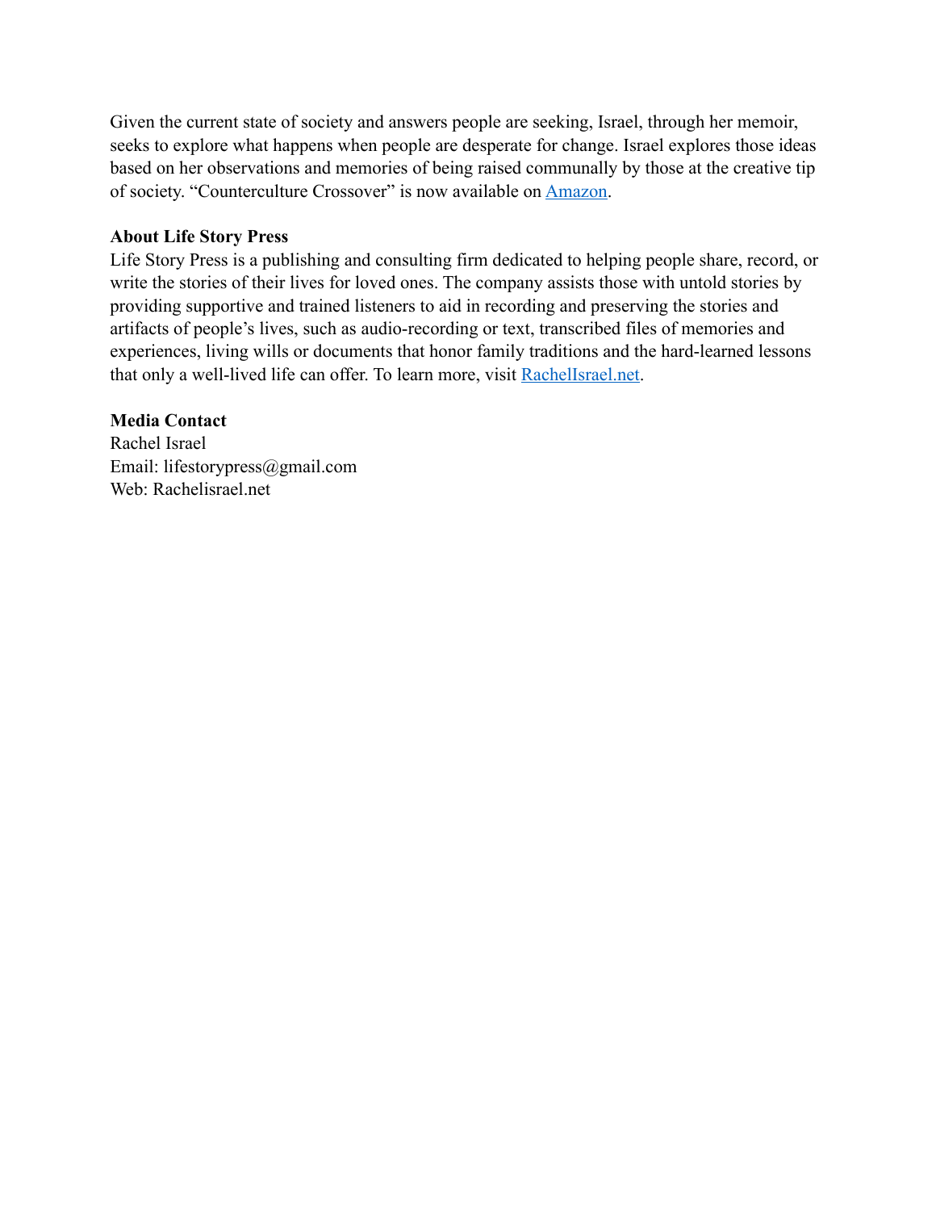Given the current state of society and answers people are seeking, Israel, through her memoir, seeks to explore what happens when people are desperate for change. Israel explores those ideas based on her observations and memories of being raised communally by those at the creative tip of society. “Counterculture Crossover” is now available on Amazon.

**About Life Story Press**

Life Story Press is a publishing and consulting firm dedicated to helping people share, record, or write the stories of their lives for loved ones. The company assists those with untold stories by providing supportive and trained listeners to aid in recording and preserving the stories and artifacts of people’s lives, such as audio-recording or text, transcribed files of memories and experiences, living wills or documents that honor family traditions and the hard-learned lessons that only a well-lived life can offer. To learn more, visit RachelIsrael.net.

**Media Contact**

Rachel Israel
Email: lifestorypress@gmail.com
Web: Rachelisrael.net